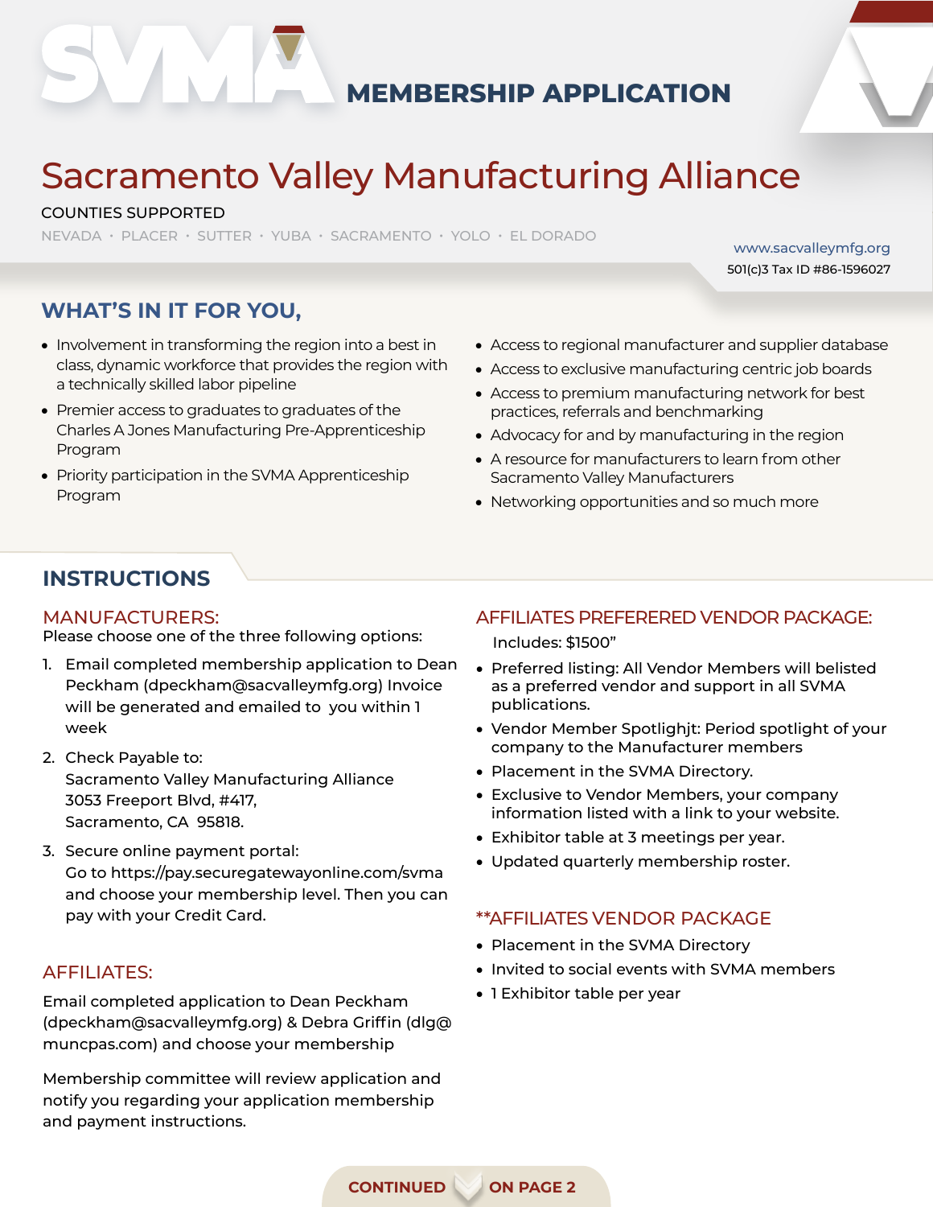# SVMA MEMBERSHIP APPLICATION

# Sacramento Valley Manufacturing Alliance

COUNTIES SUPPORTED

NEVADA • PLACER • SUTTER • YUBA • SACRAMENTO • YOLO • EL DORADO

www.sacvalleymfg.org

501(c)3 Tax ID #86-1596027

## WHAT'S IN IT FOR YOU,

- Involvement in transforming the region into a best in class, dynamic workforce that provides the region with a technically skilled labor pipeline
- Premier access to graduates to graduates of the Charles A Jones Manufacturing Pre-Apprenticeship Program
- Priority participation in the SVMA Apprenticeship Program
- Access to regional manufacturer and supplier database
- Access to exclusive manufacturing centric job boards
- Access to premium manufacturing network for best practices, referrals and benchmarking
- Advocacy for and by manufacturing in the region
- A resource for manufacturers to learn from other Sacramento Valley Manufacturers
- Networking opportunities and so much more

## INSTRUCTIONS

### MANUFACTURERS:

Please choose one of the three following options:

1. Email completed membership application to Dean Peckham (dpeckham@sacvalleymfg.org) Invoice will be generated and emailed to you within 1 week
2. Check Payable to:
   Sacramento Valley Manufacturing Alliance
   3053 Freeport Blvd, #417,
   Sacramento, CA 95818.
3. Secure online payment portal:
   Go to https://pay.securegatewayonline.com/svma and choose your membership level. Then you can pay with your Credit Card.

### AFFILIATES:

Email completed application to Dean Peckham (dpeckham@sacvalleymfg.org) & Debra Griffin (dlg@muncpas.com) and choose your membership

Membership committee will review application and notify you regarding your application membership and payment instructions.

### AFFILIATES PREFERERED VENDOR PACKAGE:

Includes: $1500"

- Preferred listing: All Vendor Members will belisted as a preferred vendor and support in all SVMA publications.
- Vendor Member Spotlighjt: Period spotlight of your company to the Manufacturer members
- Placement in the SVMA Directory.
- Exclusive to Vendor Members, your company information listed with a link to your website.
- Exhibitor table at 3 meetings per year.
- Updated quarterly membership roster.

### **AFFILIATES VENDOR PACKAGE

- Placement in the SVMA Directory
- Invited to social events with SVMA members
- 1 Exhibitor table per year

CONTINUED ON PAGE 2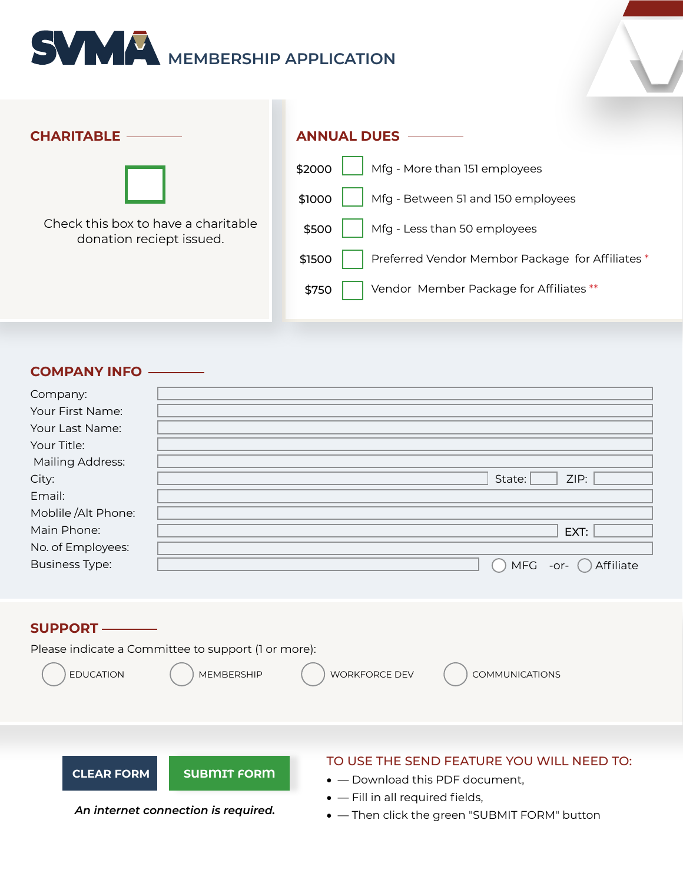# SVMA MEMBERSHIP APPLICATION

## CHARITABLE

☐ Check this box to have a charitable donation reciept issued.

## ANNUAL DUES

- $2000 ☐ Mfg - More than 151 employees
- $1000 ☐ Mfg - Between 51 and 150 employees
- $500 ☐ Mfg - Less than 50 employees
- $1500 ☐ Preferred Vendor Membor Package for Affiliates *
- $750 ☐ Vendor Member Package for Affiliates **

## COMPANY INFO

Company:

Your First Name:

Your Last Name:

Your Title:

Mailing Address:

City: State: ZIP:

Email:

Moblile /Alt Phone:

Main Phone: EXT:

No. of Employees:

Business Type: ○ MFG -or- ○ Affiliate

## SUPPORT

Please indicate a Committee to support (1 or more):

○ EDUCATION ○ MEMBERSHIP ○ WORKFORCE DEV ○ COMMUNICATIONS

**CLEAR FORM** **SUBMIT FORM**

***An internet connection is required.***

TO USE THE SEND FEATURE YOU WILL NEED TO:

- — Download this PDF document,
- — Fill in all required fields,
- — Then click the green "SUBMIT FORM" button